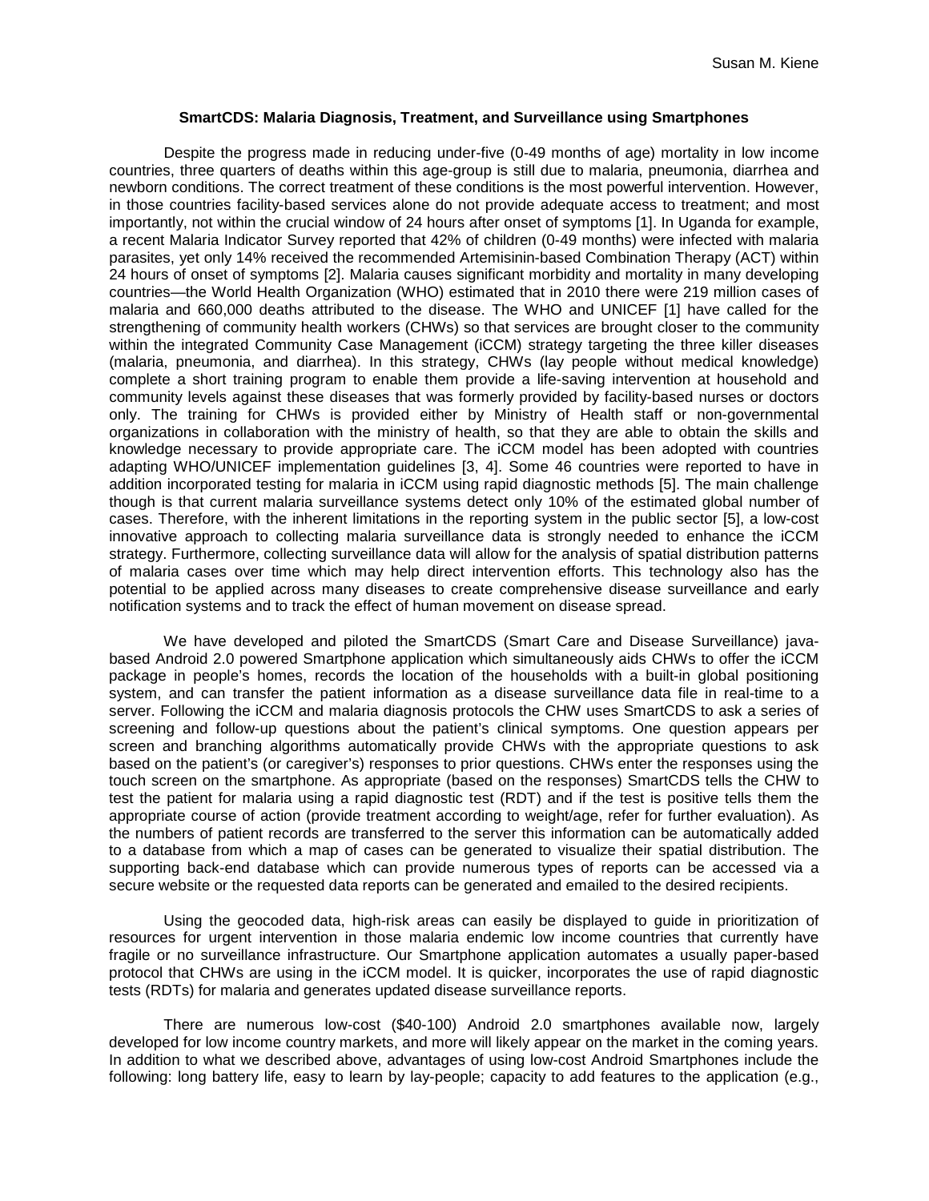**SmartCDS: Malaria Diagnosis, Treatment, and Surveillance using Smartphones**

Despite the progress made in reducing under-five (0-49 months of age) mortality in low income countries, three quarters of deaths within this age-group is still due to malaria, pneumonia, diarrhea and newborn conditions. The correct treatment of these conditions is the most powerful intervention. However, in those countries facility-based services alone do not provide adequate access to treatment; and most importantly, not within the crucial window of 24 hours after onset of symptoms [1]. In Uganda for example, a recent Malaria Indicator Survey reported that 42% of children (0-49 months) were infected with malaria parasites, yet only 14% received the recommended Artemisinin-based Combination Therapy (ACT) within 24 hours of onset of symptoms [2]. Malaria causes significant morbidity and mortality in many developing countries—the World Health Organization (WHO) estimated that in 2010 there were 219 million cases of malaria and 660,000 deaths attributed to the disease. The WHO and UNICEF [1] have called for the strengthening of community health workers (CHWs) so that services are brought closer to the community within the integrated Community Case Management (iCCM) strategy targeting the three killer diseases (malaria, pneumonia, and diarrhea). In this strategy, CHWs (lay people without medical knowledge) complete a short training program to enable them provide a life-saving intervention at household and community levels against these diseases that was formerly provided by facility-based nurses or doctors only. The training for CHWs is provided either by Ministry of Health staff or non-governmental organizations in collaboration with the ministry of health, so that they are able to obtain the skills and knowledge necessary to provide appropriate care. The iCCM model has been adopted with countries adapting WHO/UNICEF implementation guidelines [3, 4]. Some 46 countries were reported to have in addition incorporated testing for malaria in iCCM using rapid diagnostic methods [5]. The main challenge though is that current malaria surveillance systems detect only 10% of the estimated global number of cases. Therefore, with the inherent limitations in the reporting system in the public sector [5], a low-cost innovative approach to collecting malaria surveillance data is strongly needed to enhance the iCCM strategy. Furthermore, collecting surveillance data will allow for the analysis of spatial distribution patterns of malaria cases over time which may help direct intervention efforts. This technology also has the potential to be applied across many diseases to create comprehensive disease surveillance and early notification systems and to track the effect of human movement on disease spread.

We have developed and piloted the SmartCDS (Smart Care and Disease Surveillance) java-based Android 2.0 powered Smartphone application which simultaneously aids CHWs to offer the iCCM package in people's homes, records the location of the households with a built-in global positioning system, and can transfer the patient information as a disease surveillance data file in real-time to a server. Following the iCCM and malaria diagnosis protocols the CHW uses SmartCDS to ask a series of screening and follow-up questions about the patient's clinical symptoms. One question appears per screen and branching algorithms automatically provide CHWs with the appropriate questions to ask based on the patient's (or caregiver's) responses to prior questions. CHWs enter the responses using the touch screen on the smartphone. As appropriate (based on the responses) SmartCDS tells the CHW to test the patient for malaria using a rapid diagnostic test (RDT) and if the test is positive tells them the appropriate course of action (provide treatment according to weight/age, refer for further evaluation). As the numbers of patient records are transferred to the server this information can be automatically added to a database from which a map of cases can be generated to visualize their spatial distribution. The supporting back-end database which can provide numerous types of reports can be accessed via a secure website or the requested data reports can be generated and emailed to the desired recipients.

Using the geocoded data, high-risk areas can easily be displayed to guide in prioritization of resources for urgent intervention in those malaria endemic low income countries that currently have fragile or no surveillance infrastructure. Our Smartphone application automates a usually paper-based protocol that CHWs are using in the iCCM model. It is quicker, incorporates the use of rapid diagnostic tests (RDTs) for malaria and generates updated disease surveillance reports.

There are numerous low-cost ($40-100) Android 2.0 smartphones available now, largely developed for low income country markets, and more will likely appear on the market in the coming years. In addition to what we described above, advantages of using low-cost Android Smartphones include the following: long battery life, easy to learn by lay-people; capacity to add features to the application (e.g.,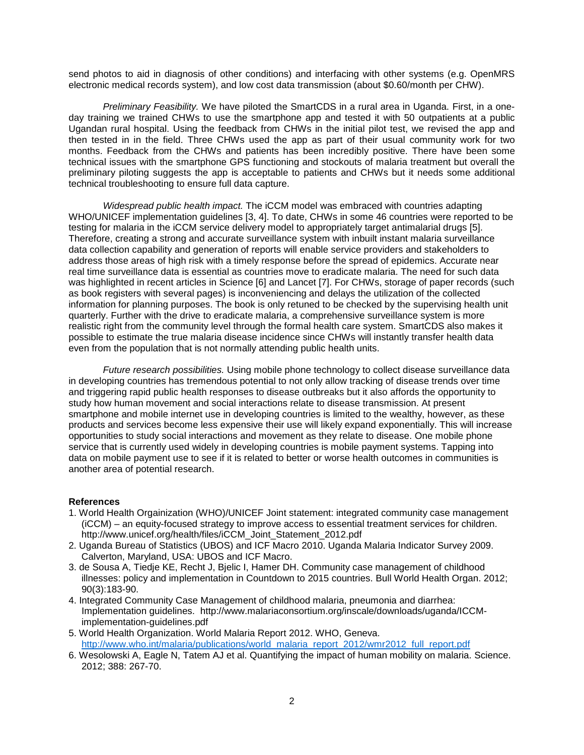send photos to aid in diagnosis of other conditions) and interfacing with other systems (e.g. OpenMRS electronic medical records system), and low cost data transmission (about $0.60/month per CHW).

*Preliminary Feasibility.* We have piloted the SmartCDS in a rural area in Uganda. First, in a one-day training we trained CHWs to use the smartphone app and tested it with 50 outpatients at a public Ugandan rural hospital. Using the feedback from CHWs in the initial pilot test, we revised the app and then tested in in the field. Three CHWs used the app as part of their usual community work for two months. Feedback from the CHWs and patients has been incredibly positive. There have been some technical issues with the smartphone GPS functioning and stockouts of malaria treatment but overall the preliminary piloting suggests the app is acceptable to patients and CHWs but it needs some additional technical troubleshooting to ensure full data capture.

*Widespread public health impact.* The iCCM model was embraced with countries adapting WHO/UNICEF implementation guidelines [3, 4]. To date, CHWs in some 46 countries were reported to be testing for malaria in the iCCM service delivery model to appropriately target antimalarial drugs [5]. Therefore, creating a strong and accurate surveillance system with inbuilt instant malaria surveillance data collection capability and generation of reports will enable service providers and stakeholders to address those areas of high risk with a timely response before the spread of epidemics. Accurate near real time surveillance data is essential as countries move to eradicate malaria. The need for such data was highlighted in recent articles in Science [6] and Lancet [7]. For CHWs, storage of paper records (such as book registers with several pages) is inconveniencing and delays the utilization of the collected information for planning purposes. The book is only retuned to be checked by the supervising health unit quarterly. Further with the drive to eradicate malaria, a comprehensive surveillance system is more realistic right from the community level through the formal health care system. SmartCDS also makes it possible to estimate the true malaria disease incidence since CHWs will instantly transfer health data even from the population that is not normally attending public health units.

*Future research possibilities.* Using mobile phone technology to collect disease surveillance data in developing countries has tremendous potential to not only allow tracking of disease trends over time and triggering rapid public health responses to disease outbreaks but it also affords the opportunity to study how human movement and social interactions relate to disease transmission. At present smartphone and mobile internet use in developing countries is limited to the wealthy, however, as these products and services become less expensive their use will likely expand exponentially. This will increase opportunities to study social interactions and movement as they relate to disease. One mobile phone service that is currently used widely in developing countries is mobile payment systems. Tapping into data on mobile payment use to see if it is related to better or worse health outcomes in communities is another area of potential research.

**References**

1. World Health Orgainization (WHO)/UNICEF Joint statement: integrated community case management (iCCM) – an equity-focused strategy to improve access to essential treatment services for children. http://www.unicef.org/health/files/iCCM_Joint_Statement_2012.pdf
2. Uganda Bureau of Statistics (UBOS) and ICF Macro 2010. Uganda Malaria Indicator Survey 2009. Calverton, Maryland, USA: UBOS and ICF Macro.
3. de Sousa A, Tiedje KE, Recht J, Bjelic I, Hamer DH. Community case management of childhood illnesses: policy and implementation in Countdown to 2015 countries. Bull World Health Organ. 2012; 90(3):183-90.
4. Integrated Community Case Management of childhood malaria, pneumonia and diarrhea: Implementation guidelines. http://www.malariaconsortium.org/inscale/downloads/uganda/ICCM-implementation-guidelines.pdf
5. World Health Organization. World Malaria Report 2012. WHO, Geneva. http://www.who.int/malaria/publications/world_malaria_report_2012/wmr2012_full_report.pdf
6. Wesolowski A, Eagle N, Tatem AJ et al. Quantifying the impact of human mobility on malaria. Science. 2012; 388: 267-70.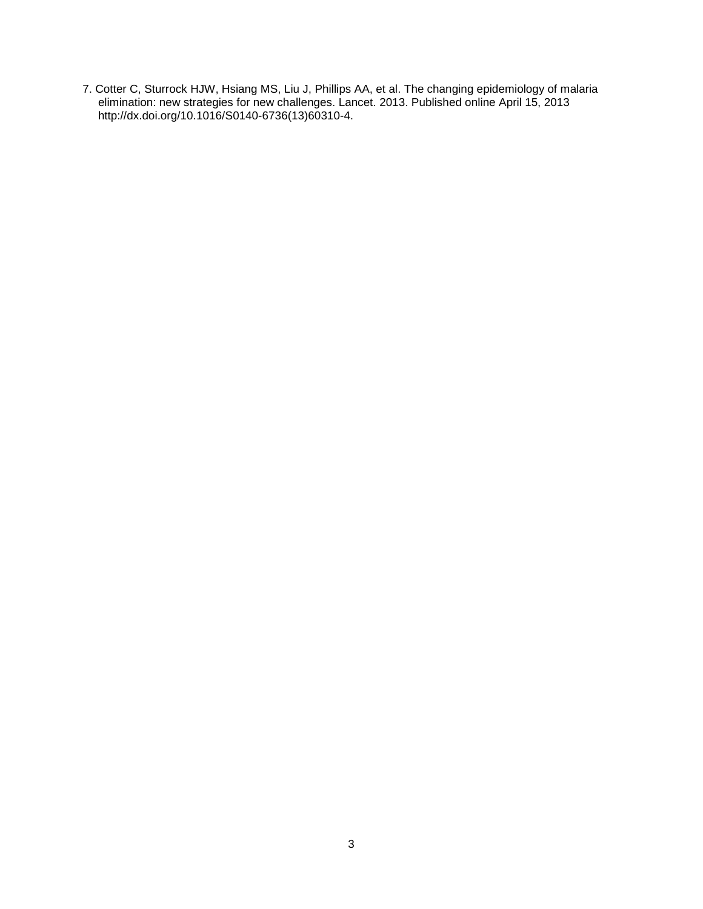7. Cotter C, Sturrock HJW, Hsiang MS, Liu J, Phillips AA, et al. The changing epidemiology of malaria elimination: new strategies for new challenges. Lancet. 2013. Published online April 15, 2013 http://dx.doi.org/10.1016/S0140-6736(13)60310-4.